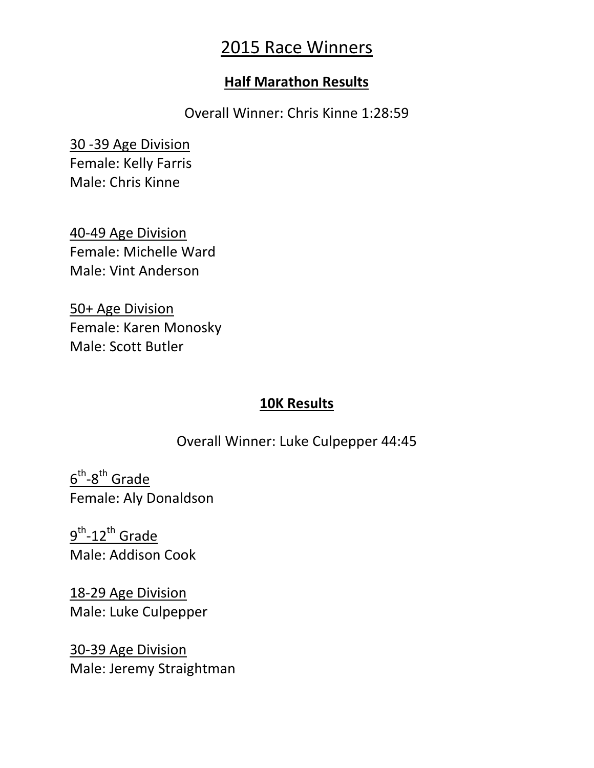# 2015 Race Winners

## Half Marathon Results

Overall Winner: Chris Kinne 1:28:59

30 -39 Age Division
Female: Kelly Farris
Male: Chris Kinne

40-49 Age Division
Female: Michelle Ward
Male: Vint Anderson

50+ Age Division
Female: Karen Monosky
Male: Scott Butler

## 10K Results

Overall Winner: Luke Culpepper 44:45

6th-8th Grade
Female: Aly Donaldson

9th-12th Grade
Male: Addison Cook

18-29 Age Division
Male: Luke Culpepper

30-39 Age Division
Male: Jeremy Straightman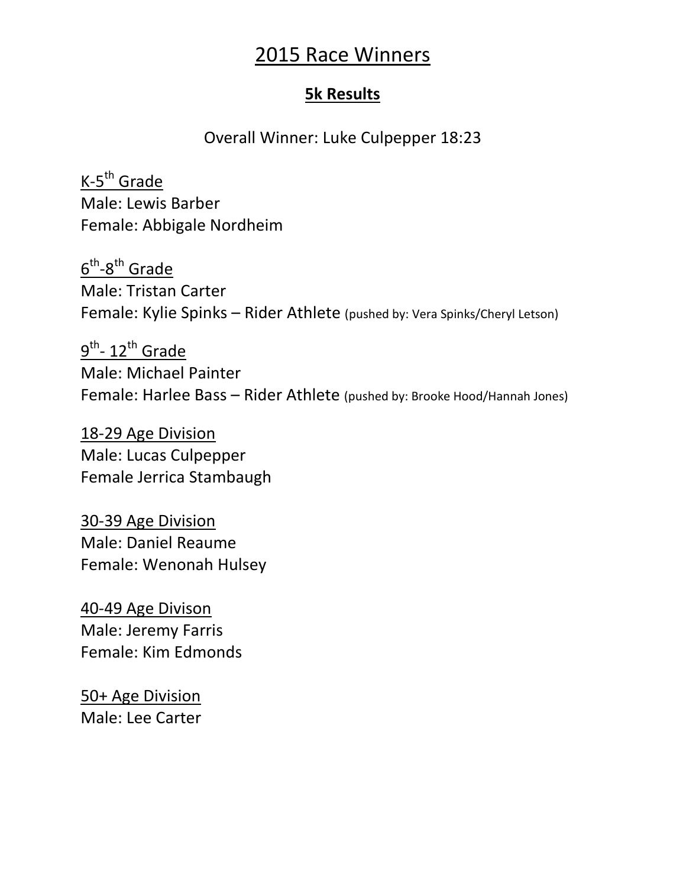# 2015 Race Winners

## 5k Results

Overall Winner: Luke Culpepper 18:23

K-5th Grade
Male: Lewis Barber
Female: Abbigale Nordheim

6th-8th Grade
Male: Tristan Carter
Female: Kylie Spinks – Rider Athlete (pushed by: Vera Spinks/Cheryl Letson)

9th- 12th Grade
Male: Michael Painter
Female: Harlee Bass – Rider Athlete (pushed by: Brooke Hood/Hannah Jones)

18-29 Age Division
Male: Lucas Culpepper
Female Jerrica Stambaugh

30-39 Age Division
Male: Daniel Reaume
Female: Wenonah Hulsey

40-49 Age Divison
Male: Jeremy Farris
Female: Kim Edmonds

50+ Age Division
Male: Lee Carter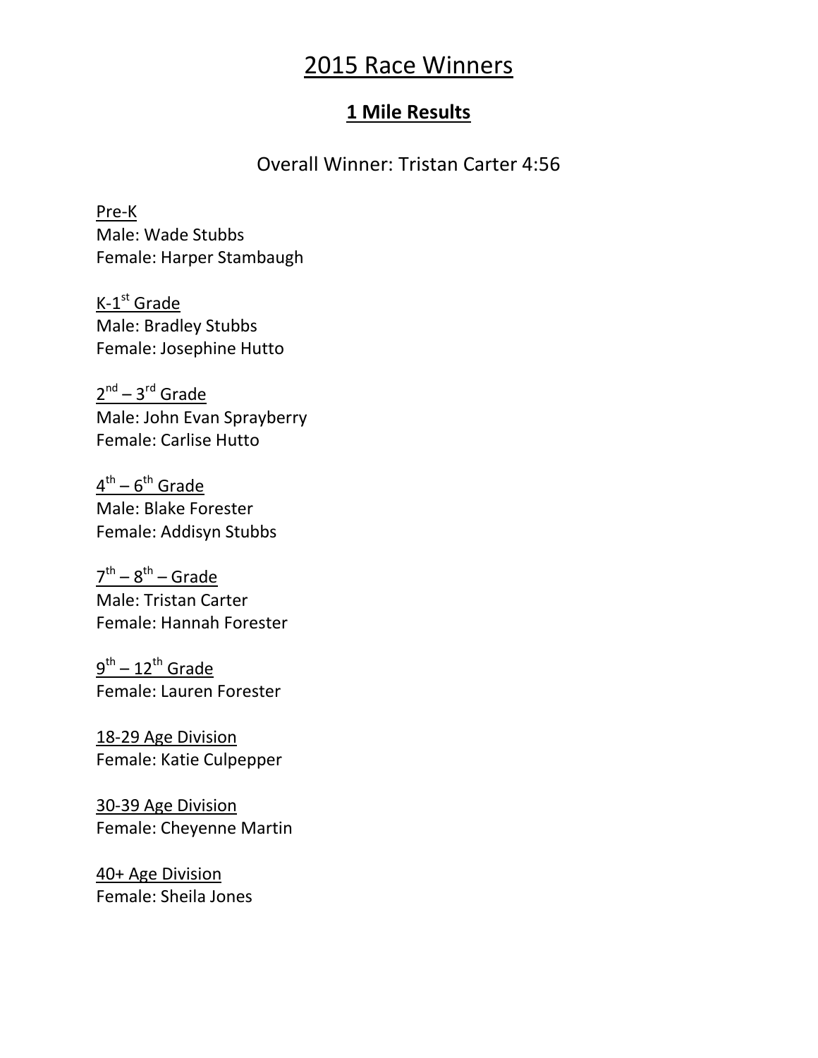# 2015 Race Winners

## 1 Mile Results

Overall Winner: Tristan Carter 4:56

Pre-K
Male: Wade Stubbs
Female: Harper Stambaugh

K-1st Grade
Male: Bradley Stubbs
Female: Josephine Hutto

2nd – 3rd Grade
Male: John Evan Sprayberry
Female: Carlise Hutto

4th – 6th Grade
Male: Blake Forester
Female: Addisyn Stubbs

7th – 8th – Grade
Male: Tristan Carter
Female: Hannah Forester

9th – 12th Grade
Female: Lauren Forester

18-29 Age Division
Female: Katie Culpepper

30-39 Age Division
Female: Cheyenne Martin

40+ Age Division
Female: Sheila Jones